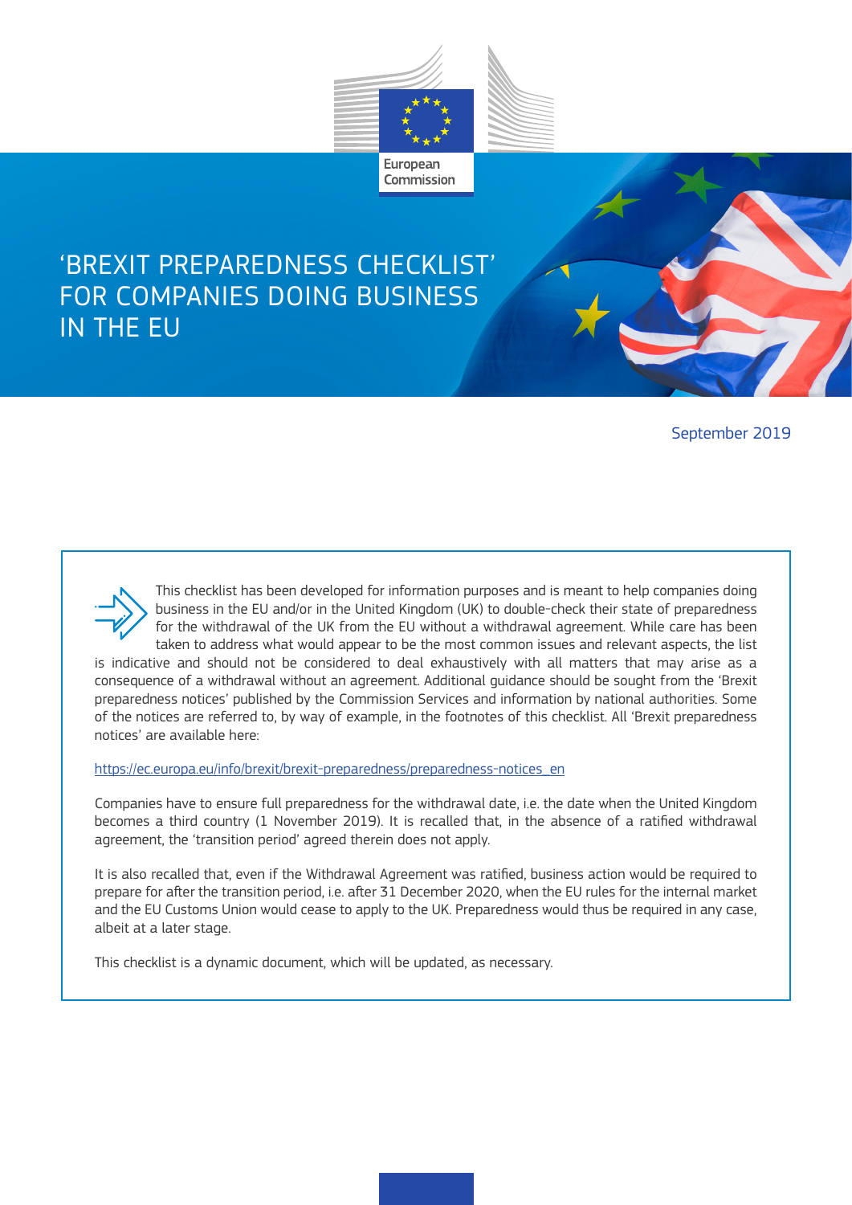European Commission

# 'BREXIT PREPAREDNESS CHECKLIST' FOR COMPANIES DOING BUSINESS IN THE EU

September 2019

This checklist has been developed for information purposes and is meant to help companies doing business in the EU and/or in the United Kingdom (UK) to double-check their state of preparedness for the withdrawal of the UK from the EU without a withdrawal agreement. While care has been taken to address what would appear to be the most common issues and relevant aspects, the list is indicative and should not be considered to deal exhaustively with all matters that may arise as a consequence of a withdrawal without an agreement. Additional guidance should be sought from the 'Brexit preparedness notices' published by the Commission Services and information by national authorities. Some of the notices are referred to, by way of example, in the footnotes of this checklist. All 'Brexit preparedness notices' are available here:

https://ec.europa.eu/info/brexit/brexit-preparedness/preparedness-notices_en

Companies have to ensure full preparedness for the withdrawal date, i.e. the date when the United Kingdom becomes a third country (1 November 2019). It is recalled that, in the absence of a ratified withdrawal agreement, the 'transition period' agreed therein does not apply.

It is also recalled that, even if the Withdrawal Agreement was ratified, business action would be required to prepare for after the transition period, i.e. after 31 December 2020, when the EU rules for the internal market and the EU Customs Union would cease to apply to the UK. Preparedness would thus be required in any case, albeit at a later stage.

This checklist is a dynamic document, which will be updated, as necessary.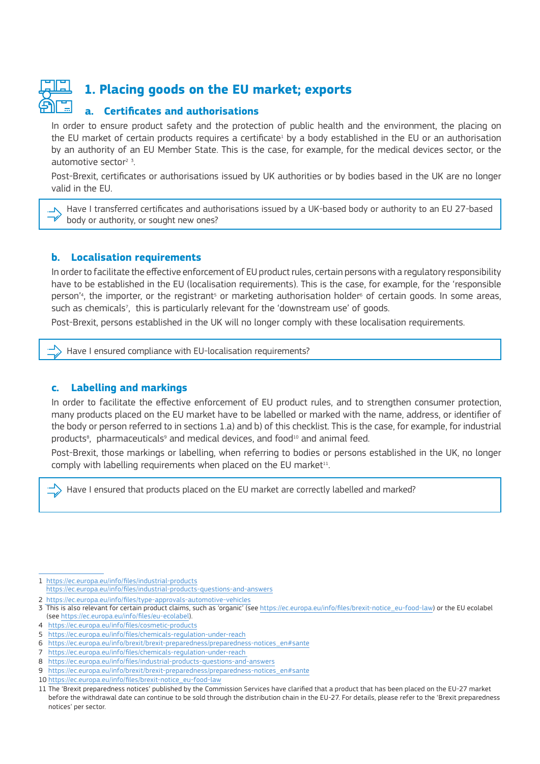# 1. Placing goods on the EU market; exports

## a. Certificates and authorisations

In order to ensure product safety and the protection of public health and the environment, the placing on the EU market of certain products requires a certificate[1] by a body established in the EU or an authorisation by an authority of an EU Member State. This is the case, for example, for the medical devices sector, or the automotive sector[2] [3].

Post-Brexit, certificates or authorisations issued by UK authorities or by bodies based in the UK are no longer valid in the EU.

> Have I transferred certificates and authorisations issued by a UK-based body or authority to an EU 27-based body or authority, or sought new ones?

## b. Localisation requirements

In order to facilitate the effective enforcement of EU product rules, certain persons with a regulatory responsibility have to be established in the EU (localisation requirements). This is the case, for example, for the 'responsible person'[4], the importer, or the registrant[5] or marketing authorisation holder[6] of certain goods. In some areas, such as chemicals[7], this is particularly relevant for the 'downstream use' of goods.

Post-Brexit, persons established in the UK will no longer comply with these localisation requirements.

> Have I ensured compliance with EU-localisation requirements?

## c. Labelling and markings

In order to facilitate the effective enforcement of EU product rules, and to strengthen consumer protection, many products placed on the EU market have to be labelled or marked with the name, address, or identifier of the body or person referred to in sections 1.a) and b) of this checklist. This is the case, for example, for industrial products[8], pharmaceuticals[9] and medical devices, and food[10] and animal feed.

Post-Brexit, those markings or labelling, when referring to bodies or persons established in the UK, no longer comply with labelling requirements when placed on the EU market[11].

> Have I ensured that products placed on the EU market are correctly labelled and marked?

---

1 https://ec.europa.eu/info/files/industrial-products
https://ec.europa.eu/info/files/industrial-products-questions-and-answers

2 https://ec.europa.eu/info/files/type-approvals-automotive-vehicles

3 This is also relevant for certain product claims, such as 'organic' (see https://ec.europa.eu/info/files/brexit-notice_eu-food-law) or the EU ecolabel (see https://ec.europa.eu/info/files/eu-ecolabel).

4 https://ec.europa.eu/info/files/cosmetic-products

5 https://ec.europa.eu/info/files/chemicals-regulation-under-reach

6 https://ec.europa.eu/info/brexit/brexit-preparedness/preparedness-notices_en#sante

7 https://ec.europa.eu/info/files/chemicals-regulation-under-reach

8 https://ec.europa.eu/info/files/industrial-products-questions-and-answers

9 https://ec.europa.eu/info/brexit/brexit-preparedness/preparedness-notices_en#sante

10 https://ec.europa.eu/info/files/brexit-notice_eu-food-law

11 The 'Brexit preparedness notices' published by the Commission Services have clarified that a product that has been placed on the EU-27 market before the withdrawal date can continue to be sold through the distribution chain in the EU-27. For details, please refer to the 'Brexit preparedness notices' per sector.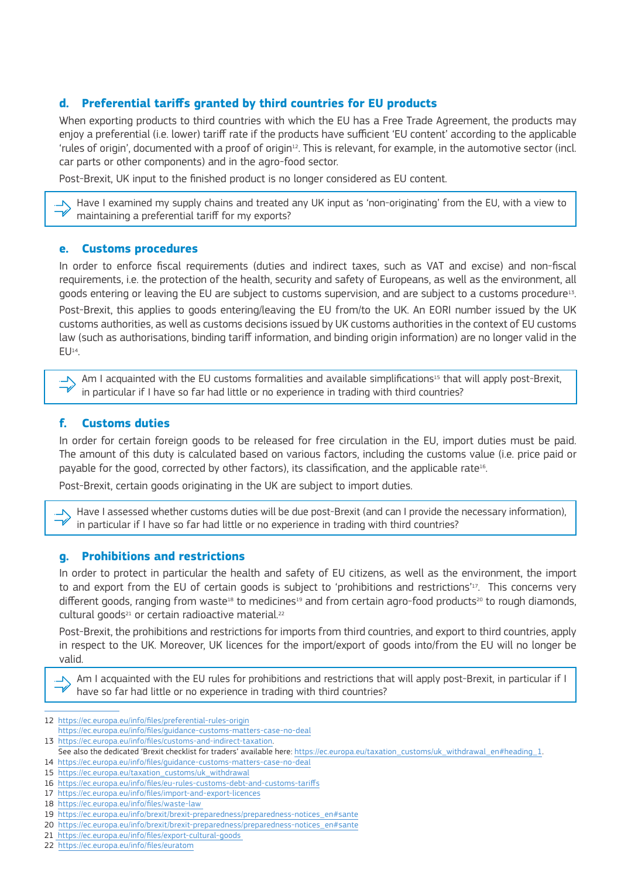### d. Preferential tariffs granted by third countries for EU products

When exporting products to third countries with which the EU has a Free Trade Agreement, the products may enjoy a preferential (i.e. lower) tariff rate if the products have sufficient 'EU content' according to the applicable 'rules of origin', documented with a proof of origin[12]. This is relevant, for example, in the automotive sector (incl. car parts or other components) and in the agro-food sector.

Post-Brexit, UK input to the finished product is no longer considered as EU content.

> Have I examined my supply chains and treated any UK input as 'non-originating' from the EU, with a view to maintaining a preferential tariff for my exports?

### e. Customs procedures

In order to enforce fiscal requirements (duties and indirect taxes, such as VAT and excise) and non-fiscal requirements, i.e. the protection of the health, security and safety of Europeans, as well as the environment, all goods entering or leaving the EU are subject to customs supervision, and are subject to a customs procedure[13].

Post-Brexit, this applies to goods entering/leaving the EU from/to the UK. An EORI number issued by the UK customs authorities, as well as customs decisions issued by UK customs authorities in the context of EU customs law (such as authorisations, binding tariff information, and binding origin information) are no longer valid in the EU[14].

> Am I acquainted with the EU customs formalities and available simplifications[15] that will apply post-Brexit, in particular if I have so far had little or no experience in trading with third countries?

### f. Customs duties

In order for certain foreign goods to be released for free circulation in the EU, import duties must be paid. The amount of this duty is calculated based on various factors, including the customs value (i.e. price paid or payable for the good, corrected by other factors), its classification, and the applicable rate[16].

Post-Brexit, certain goods originating in the UK are subject to import duties.

> Have I assessed whether customs duties will be due post-Brexit (and can I provide the necessary information), in particular if I have so far had little or no experience in trading with third countries?

### g. Prohibitions and restrictions

In order to protect in particular the health and safety of EU citizens, as well as the environment, the import to and export from the EU of certain goods is subject to 'prohibitions and restrictions'[17]. This concerns very different goods, ranging from waste[18] to medicines[19] and from certain agro-food products[20] to rough diamonds, cultural goods[21] or certain radioactive material.[22]

Post-Brexit, the prohibitions and restrictions for imports from third countries, and export to third countries, apply in respect to the UK. Moreover, UK licences for the import/export of goods into/from the EU will no longer be valid.

> Am I acquainted with the EU rules for prohibitions and restrictions that will apply post-Brexit, in particular if I have so far had little or no experience in trading with third countries?

---

12 https://ec.europa.eu/info/files/preferential-rules-origin
https://ec.europa.eu/info/files/guidance-customs-matters-case-no-deal

13 https://ec.europa.eu/info/files/customs-and-indirect-taxation.
See also the dedicated 'Brexit checklist for traders' available here: https://ec.europa.eu/taxation_customs/uk_withdrawal_en#heading_1.

14 https://ec.europa.eu/info/files/guidance-customs-matters-case-no-deal

15 https://ec.europa.eu/taxation_customs/uk_withdrawal

16 https://ec.europa.eu/info/files/eu-rules-customs-debt-and-customs-tariffs

17 https://ec.europa.eu/info/files/import-and-export-licences

18 https://ec.europa.eu/info/files/waste-law

19 https://ec.europa.eu/info/brexit/brexit-preparedness/preparedness-notices_en#sante

20 https://ec.europa.eu/info/brexit/brexit-preparedness/preparedness-notices_en#sante

21 https://ec.europa.eu/info/files/export-cultural-goods

22 https://ec.europa.eu/info/files/euratom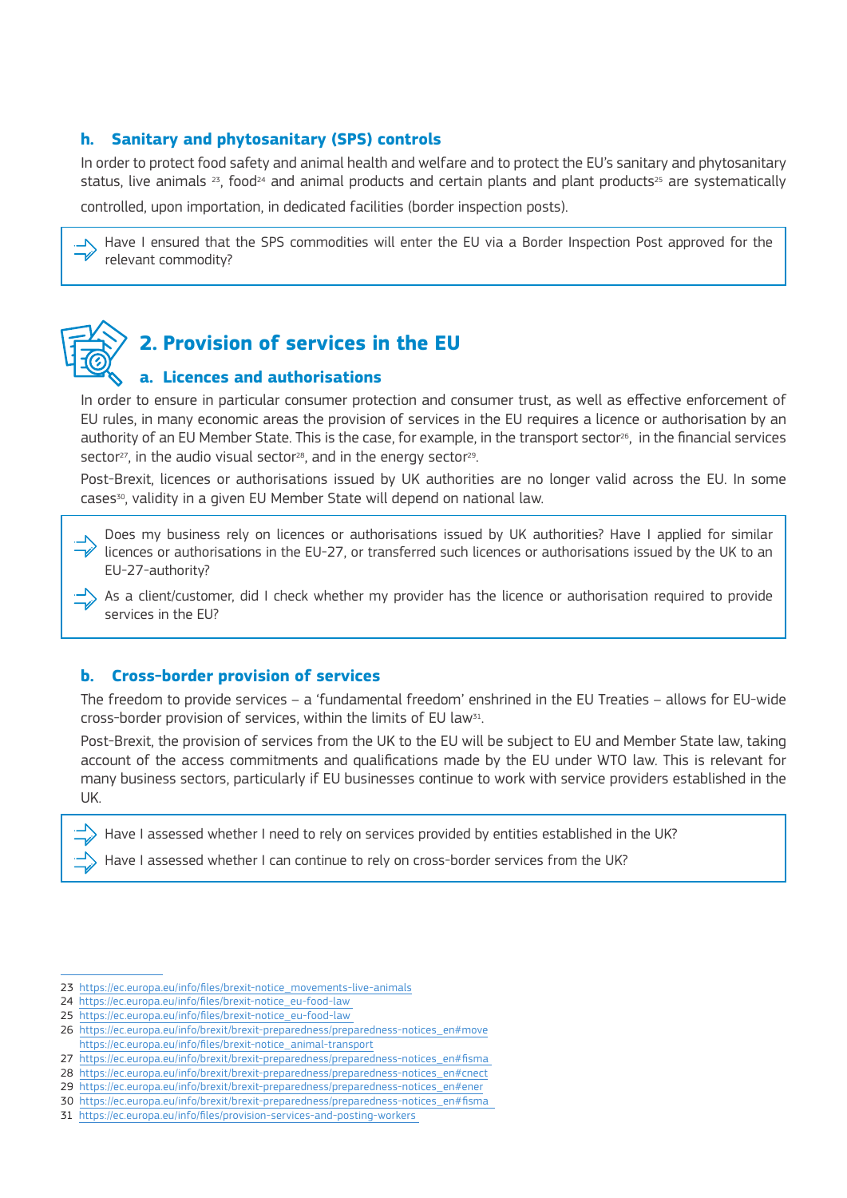### h. Sanitary and phytosanitary (SPS) controls

In order to protect food safety and animal health and welfare and to protect the EU's sanitary and phytosanitary status, live animals [23], food[24] and animal products and certain plants and plant products[25] are systematically controlled, upon importation, in dedicated facilities (border inspection posts).

> Have I ensured that the SPS commodities will enter the EU via a Border Inspection Post approved for the relevant commodity?

## 2. Provision of services in the EU

### a. Licences and authorisations

In order to ensure in particular consumer protection and consumer trust, as well as effective enforcement of EU rules, in many economic areas the provision of services in the EU requires a licence or authorisation by an authority of an EU Member State. This is the case, for example, in the transport sector[26], in the financial services sector[27], in the audio visual sector[28], and in the energy sector[29].

Post-Brexit, licences or authorisations issued by UK authorities are no longer valid across the EU. In some cases[30], validity in a given EU Member State will depend on national law.

> Does my business rely on licences or authorisations issued by UK authorities? Have I applied for similar licences or authorisations in the EU-27, or transferred such licences or authorisations issued by the UK to an EU-27-authority?
>
> As a client/customer, did I check whether my provider has the licence or authorisation required to provide services in the EU?

### b. Cross-border provision of services

The freedom to provide services – a 'fundamental freedom' enshrined in the EU Treaties – allows for EU-wide cross-border provision of services, within the limits of EU law[31].

Post-Brexit, the provision of services from the UK to the EU will be subject to EU and Member State law, taking account of the access commitments and qualifications made by the EU under WTO law. This is relevant for many business sectors, particularly if EU businesses continue to work with service providers established in the UK.

> Have I assessed whether I need to rely on services provided by entities established in the UK?
>
> Have I assessed whether I can continue to rely on cross-border services from the UK?

---

23 https://ec.europa.eu/info/files/brexit-notice_movements-live-animals
24 https://ec.europa.eu/info/files/brexit-notice_eu-food-law
25 https://ec.europa.eu/info/files/brexit-notice_eu-food-law
26 https://ec.europa.eu/info/brexit/brexit-preparedness/preparedness-notices_en#move
https://ec.europa.eu/info/files/brexit-notice_animal-transport
27 https://ec.europa.eu/info/brexit/brexit-preparedness/preparedness-notices_en#fisma
28 https://ec.europa.eu/info/brexit/brexit-preparedness/preparedness-notices_en#cnect
29 https://ec.europa.eu/info/brexit/brexit-preparedness/preparedness-notices_en#ener
30 https://ec.europa.eu/info/brexit/brexit-preparedness/preparedness-notices_en#fisma
31 https://ec.europa.eu/info/files/provision-services-and-posting-workers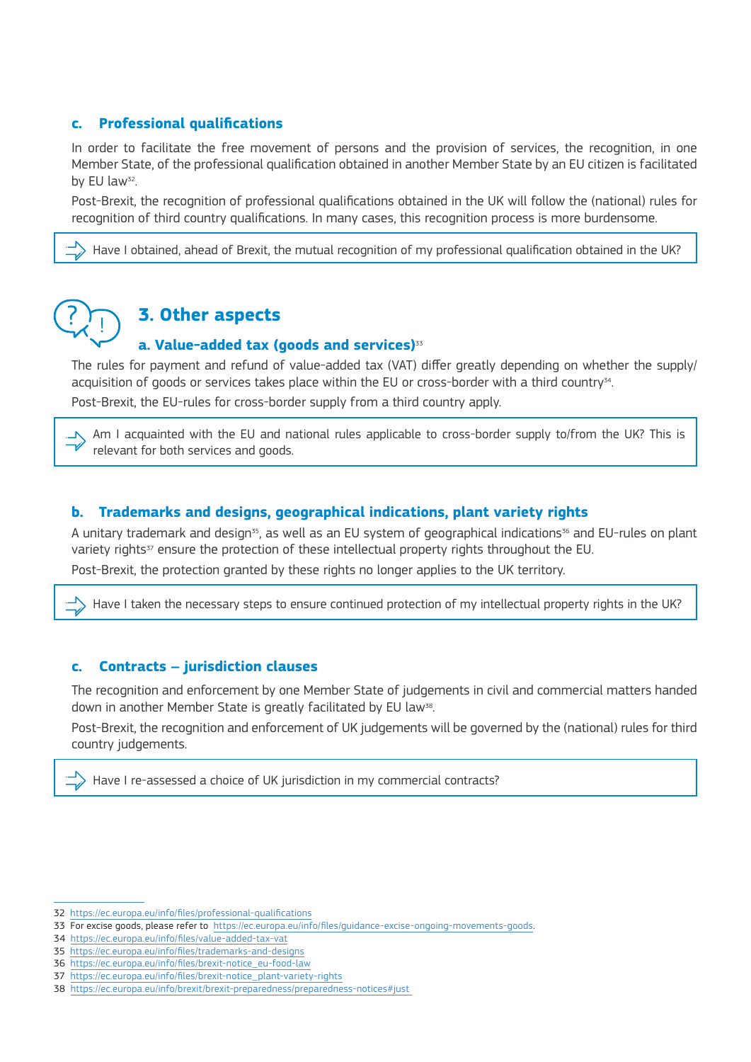### c. Professional qualifications

In order to facilitate the free movement of persons and the provision of services, the recognition, in one Member State, of the professional qualification obtained in another Member State by an EU citizen is facilitated by EU law[32].

Post-Brexit, the recognition of professional qualifications obtained in the UK will follow the (national) rules for recognition of third country qualifications. In many cases, this recognition process is more burdensome.

> Have I obtained, ahead of Brexit, the mutual recognition of my professional qualification obtained in the UK?

## 3. Other aspects

### a. Value-added tax (goods and services)[33]

The rules for payment and refund of value-added tax (VAT) differ greatly depending on whether the supply/ acquisition of goods or services takes place within the EU or cross-border with a third country[34].

Post-Brexit, the EU-rules for cross-border supply from a third country apply.

> Am I acquainted with the EU and national rules applicable to cross-border supply to/from the UK? This is relevant for both services and goods.

### b. Trademarks and designs, geographical indications, plant variety rights

A unitary trademark and design[35], as well as an EU system of geographical indications[36] and EU-rules on plant variety rights[37] ensure the protection of these intellectual property rights throughout the EU.

Post-Brexit, the protection granted by these rights no longer applies to the UK territory.

> Have I taken the necessary steps to ensure continued protection of my intellectual property rights in the UK?

### c. Contracts – jurisdiction clauses

The recognition and enforcement by one Member State of judgements in civil and commercial matters handed down in another Member State is greatly facilitated by EU law[38].

Post-Brexit, the recognition and enforcement of UK judgements will be governed by the (national) rules for third country judgements.

> Have I re-assessed a choice of UK jurisdiction in my commercial contracts?

---

32 https://ec.europa.eu/info/files/professional-qualifications
33 For excise goods, please refer to https://ec.europa.eu/info/files/guidance-excise-ongoing-movements-goods.
34 https://ec.europa.eu/info/files/value-added-tax-vat
35 https://ec.europa.eu/info/files/trademarks-and-designs
36 https://ec.europa.eu/info/files/brexit-notice_eu-food-law
37 https://ec.europa.eu/info/files/brexit-notice_plant-variety-rights
38 https://ec.europa.eu/info/brexit/brexit-preparedness/preparedness-notices#just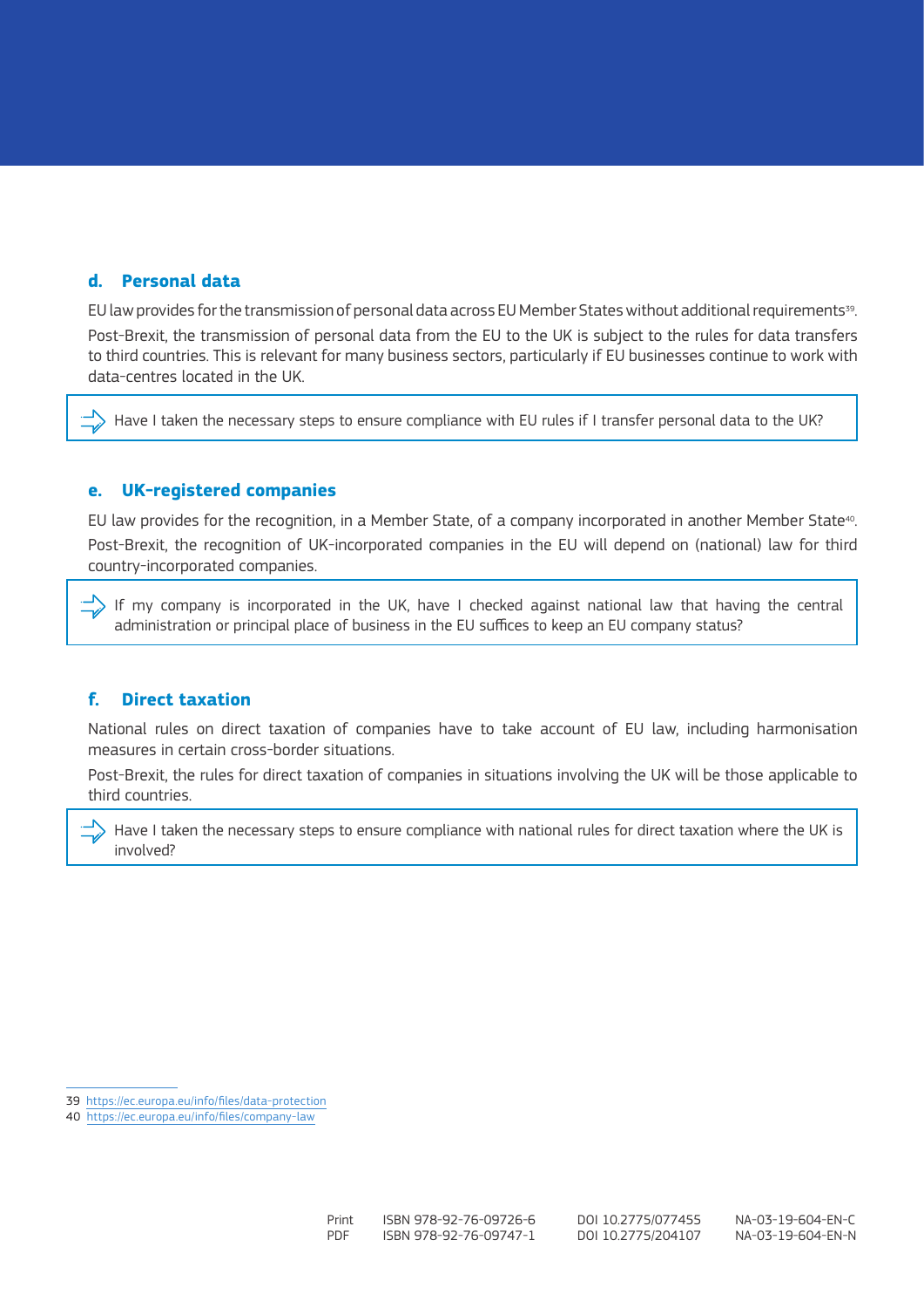### d. Personal data

EU law provides for the transmission of personal data across EU Member States without additional requirements[39].

Post-Brexit, the transmission of personal data from the EU to the UK is subject to the rules for data transfers to third countries. This is relevant for many business sectors, particularly if EU businesses continue to work with data-centres located in the UK.

> Have I taken the necessary steps to ensure compliance with EU rules if I transfer personal data to the UK?

### e. UK-registered companies

EU law provides for the recognition, in a Member State, of a company incorporated in another Member State[40].

Post-Brexit, the recognition of UK-incorporated companies in the EU will depend on (national) law for third country-incorporated companies.

> If my company is incorporated in the UK, have I checked against national law that having the central administration or principal place of business in the EU suffices to keep an EU company status?

### f. Direct taxation

National rules on direct taxation of companies have to take account of EU law, including harmonisation measures in certain cross-border situations.

Post-Brexit, the rules for direct taxation of companies in situations involving the UK will be those applicable to third countries.

> Have I taken the necessary steps to ensure compliance with national rules for direct taxation where the UK is involved?

---

39 https://ec.europa.eu/info/files/data-protection

40 https://ec.europa.eu/info/files/company-law

| | | | |
|---|---|---|---|
| Print | ISBN 978-92-76-09726-6 | DOI 10.2775/077455 | NA-03-19-604-EN-C |
| PDF | ISBN 978-92-76-09747-1 | DOI 10.2775/204107 | NA-03-19-604-EN-N |